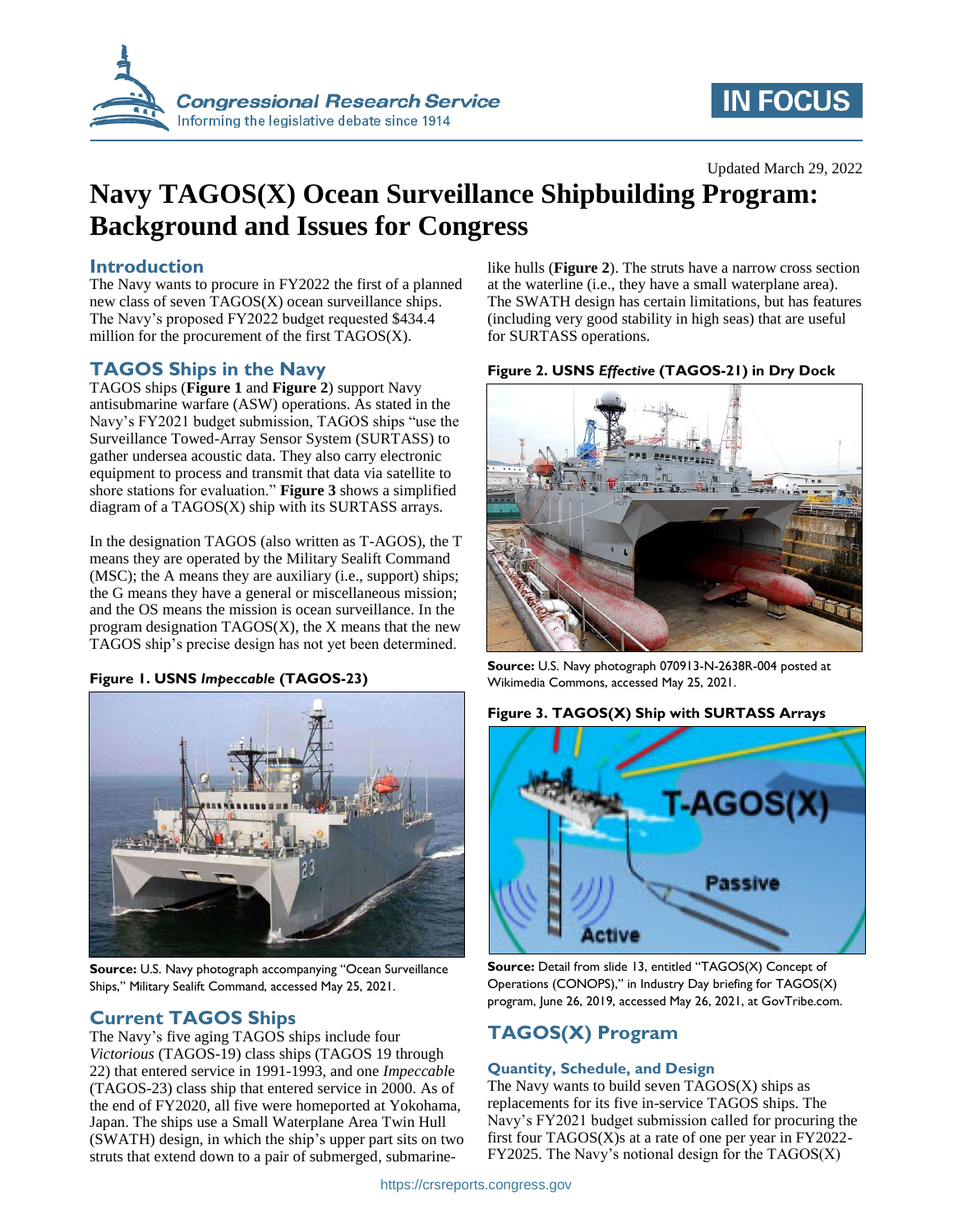Updated March 29, 2022

# Navy TAGOS(X) Ocean Surveillance Shipbuilding Program: Background and Issues for Congress

## Introduction

The Navy wants to procure in FY2022 the first of a planned new class of seven TAGOS(X) ocean surveillance ships. The Navy's proposed FY2022 budget requested $434.4 million for the procurement of the first TAGOS(X).

## TAGOS Ships in the Navy

TAGOS ships (**Figure 1** and **Figure 2**) support Navy antisubmarine warfare (ASW) operations. As stated in the Navy's FY2021 budget submission, TAGOS ships "use the Surveillance Towed-Array Sensor System (SURTASS) to gather undersea acoustic data. They also carry electronic equipment to process and transmit that data via satellite to shore stations for evaluation." **Figure 3** shows a simplified diagram of a TAGOS(X) ship with its SURTASS arrays.

In the designation TAGOS (also written as T-AGOS), the T means they are operated by the Military Sealift Command (MSC); the A means they are auxiliary (i.e., support) ships; the G means they have a general or miscellaneous mission; and the OS means the mission is ocean surveillance. In the program designation TAGOS(X), the X means that the new TAGOS ship's precise design has not yet been determined.

**Figure 1. USNS *Impeccable* (TAGOS-23)**

**Source:** U.S. Navy photograph accompanying "Ocean Surveillance Ships," Military Sealift Command, accessed May 25, 2021.

## Current TAGOS Ships

The Navy's five aging TAGOS ships include four *Victorious* (TAGOS-19) class ships (TAGOS 19 through 22) that entered service in 1991-1993, and one *Impeccable* (TAGOS-23) class ship that entered service in 2000. As of the end of FY2020, all five were homeported at Yokohama, Japan. The ships use a Small Waterplane Area Twin Hull (SWATH) design, in which the ship's upper part sits on two struts that extend down to a pair of submerged, submarine-like hulls (**Figure 2**). The struts have a narrow cross section at the waterline (i.e., they have a small waterplane area). The SWATH design has certain limitations, but has features (including very good stability in high seas) that are useful for SURTASS operations.

**Figure 2. USNS *Effective* (TAGOS-21) in Dry Dock**

**Source:** U.S. Navy photograph 070913-N-2638R-004 posted at Wikimedia Commons, accessed May 25, 2021.

**Figure 3. TAGOS(X) Ship with SURTASS Arrays**

**Source:** Detail from slide 13, entitled "TAGOS(X) Concept of Operations (CONOPS)," in Industry Day briefing for TAGOS(X) program, June 26, 2019, accessed May 26, 2021, at GovTribe.com.

## TAGOS(X) Program

### Quantity, Schedule, and Design

The Navy wants to build seven TAGOS(X) ships as replacements for its five in-service TAGOS ships. The Navy's FY2021 budget submission called for procuring the first four TAGOS(X)s at a rate of one per year in FY2022-FY2025. The Navy's notional design for the TAGOS(X)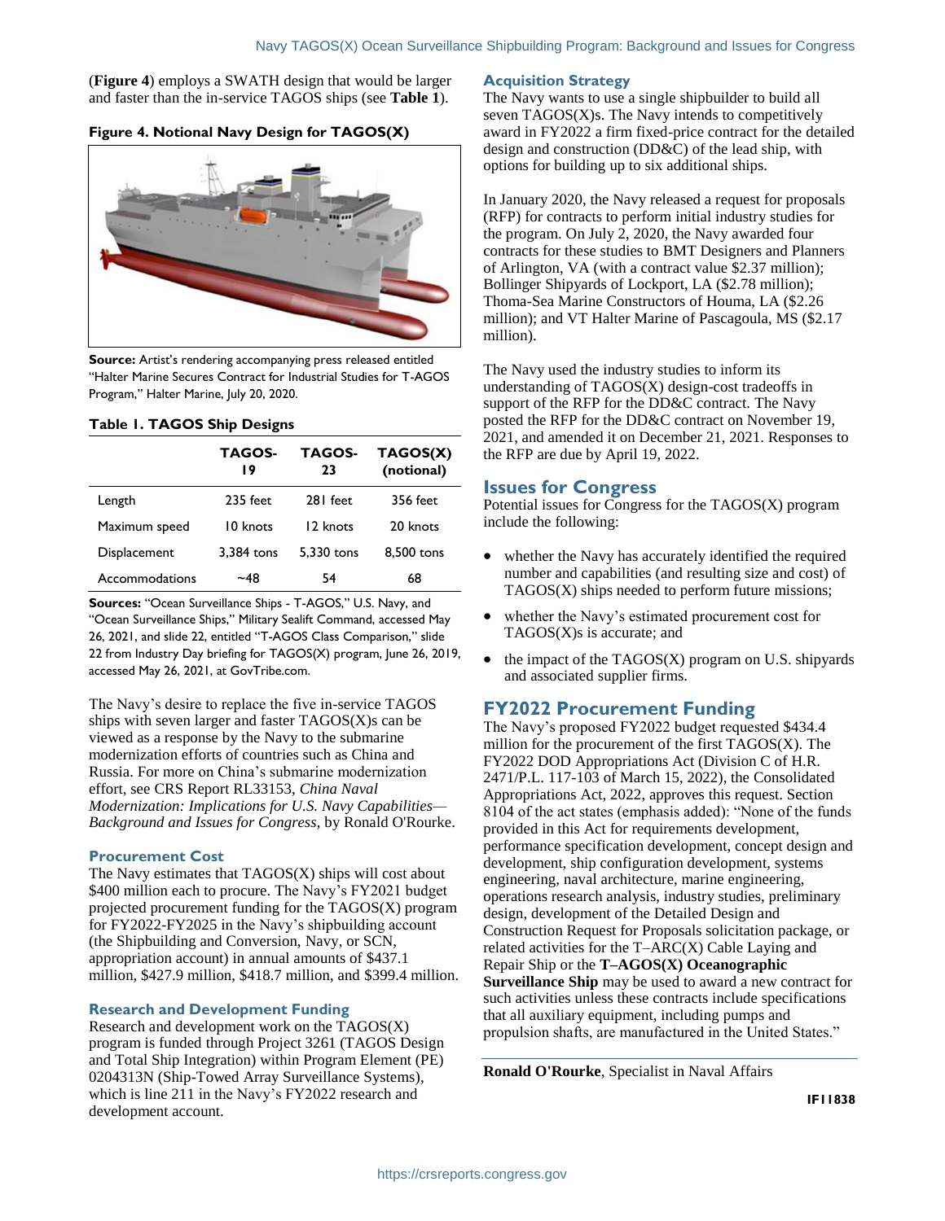(**Figure 4**) employs a SWATH design that would be larger and faster than the in-service TAGOS ships (see **Table 1**).

**Figure 4. Notional Navy Design for TAGOS(X)**

**Source:** Artist's rendering accompanying press released entitled "Halter Marine Secures Contract for Industrial Studies for T-AGOS Program," Halter Marine, July 20, 2020.

**Table 1. TAGOS Ship Designs**

| | TAGOS-19 | TAGOS-23 | TAGOS(X) (notional) |
|---|---|---|---|
| Length | 235 feet | 281 feet | 356 feet |
| Maximum speed | 10 knots | 12 knots | 20 knots |
| Displacement | 3,384 tons | 5,330 tons | 8,500 tons |
| Accommodations | ~48 | 54 | 68 |

**Sources:** "Ocean Surveillance Ships - T-AGOS," U.S. Navy, and "Ocean Surveillance Ships," Military Sealift Command, accessed May 26, 2021, and slide 22, entitled "T-AGOS Class Comparison," slide 22 from Industry Day briefing for TAGOS(X) program, June 26, 2019, accessed May 26, 2021, at GovTribe.com.

The Navy's desire to replace the five in-service TAGOS ships with seven larger and faster TAGOS(X)s can be viewed as a response by the Navy to the submarine modernization efforts of countries such as China and Russia. For more on China's submarine modernization effort, see CRS Report RL33153, *China Naval Modernization: Implications for U.S. Navy Capabilities—Background and Issues for Congress*, by Ronald O'Rourke.

### Procurement Cost

The Navy estimates that TAGOS(X) ships will cost about $400 million each to procure. The Navy's FY2021 budget projected procurement funding for the TAGOS(X) program for FY2022-FY2025 in the Navy's shipbuilding account (the Shipbuilding and Conversion, Navy, or SCN, appropriation account) in annual amounts of $437.1 million, $427.9 million, $418.7 million, and $399.4 million.

### Research and Development Funding

Research and development work on the TAGOS(X) program is funded through Project 3261 (TAGOS Design and Total Ship Integration) within Program Element (PE) 0204313N (Ship-Towed Array Surveillance Systems), which is line 211 in the Navy's FY2022 research and development account.

### Acquisition Strategy

The Navy wants to use a single shipbuilder to build all seven TAGOS(X)s. The Navy intends to competitively award in FY2022 a firm fixed-price contract for the detailed design and construction (DD&C) of the lead ship, with options for building up to six additional ships.

In January 2020, the Navy released a request for proposals (RFP) for contracts to perform initial industry studies for the program. On July 2, 2020, the Navy awarded four contracts for these studies to BMT Designers and Planners of Arlington, VA (with a contract value $2.37 million); Bollinger Shipyards of Lockport, LA ($2.78 million); Thoma-Sea Marine Constructors of Houma, LA ($2.26 million); and VT Halter Marine of Pascagoula, MS ($2.17 million).

The Navy used the industry studies to inform its understanding of TAGOS(X) design-cost tradeoffs in support of the RFP for the DD&C contract. The Navy posted the RFP for the DD&C contract on November 19, 2021, and amended it on December 21, 2021. Responses to the RFP are due by April 19, 2022.

## Issues for Congress

Potential issues for Congress for the TAGOS(X) program include the following:

- whether the Navy has accurately identified the required number and capabilities (and resulting size and cost) of TAGOS(X) ships needed to perform future missions;
- whether the Navy's estimated procurement cost for TAGOS(X)s is accurate; and
- the impact of the TAGOS(X) program on U.S. shipyards and associated supplier firms.

## FY2022 Procurement Funding

The Navy's proposed FY2022 budget requested $434.4 million for the procurement of the first TAGOS(X). The FY2022 DOD Appropriations Act (Division C of H.R. 2471/P.L. 117-103 of March 15, 2022), the Consolidated Appropriations Act, 2022, approves this request. Section 8104 of the act states (emphasis added): "None of the funds provided in this Act for requirements development, performance specification development, concept design and development, ship configuration development, systems engineering, naval architecture, marine engineering, operations research analysis, industry studies, preliminary design, development of the Detailed Design and Construction Request for Proposals solicitation package, or related activities for the T–ARC(X) Cable Laying and Repair Ship or the **T–AGOS(X) Oceanographic Surveillance Ship** may be used to award a new contract for such activities unless these contracts include specifications that all auxiliary equipment, including pumps and propulsion shafts, are manufactured in the United States."

**Ronald O'Rourke**, Specialist in Naval Affairs

IF11838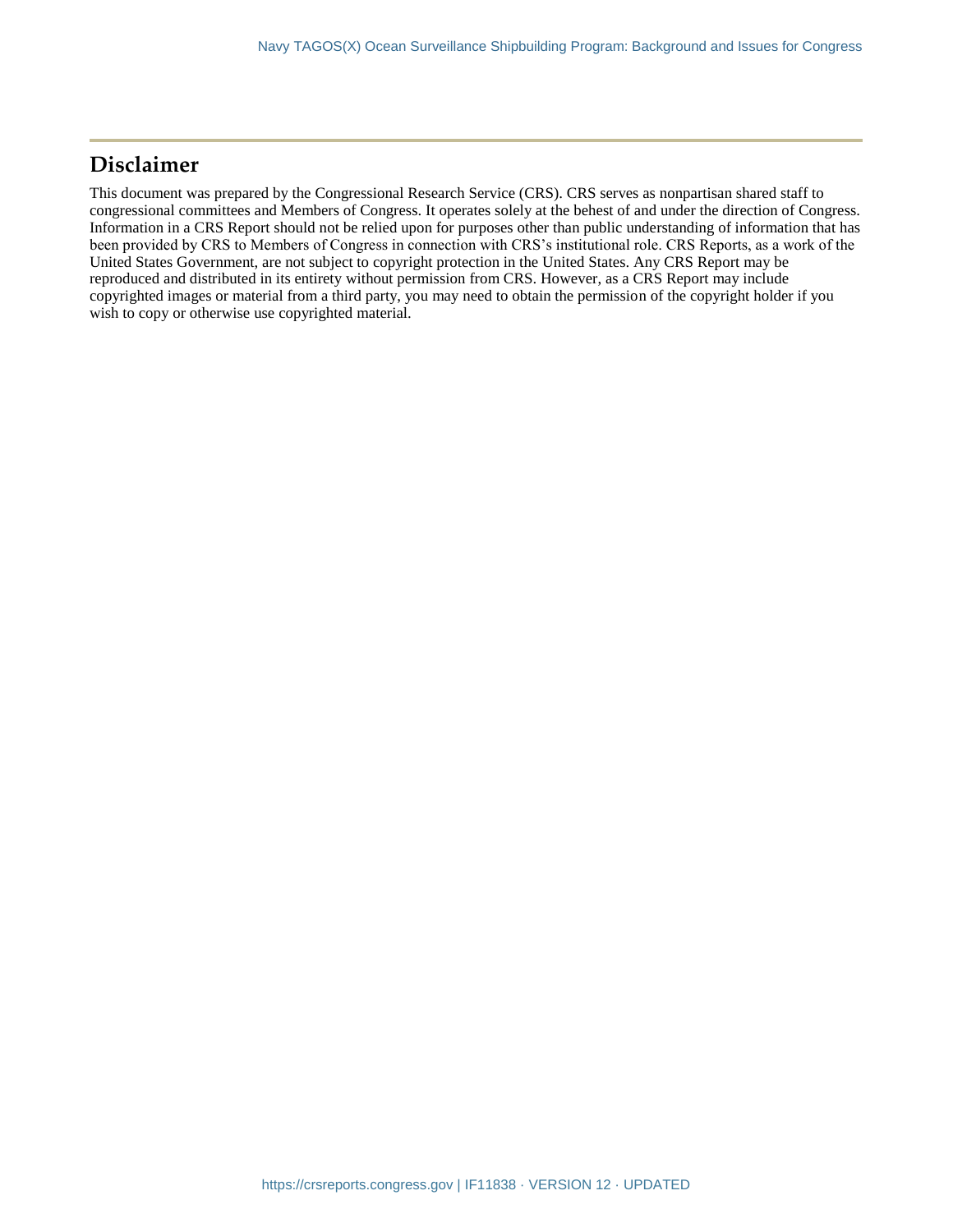## Disclaimer

This document was prepared by the Congressional Research Service (CRS). CRS serves as nonpartisan shared staff to congressional committees and Members of Congress. It operates solely at the behest of and under the direction of Congress. Information in a CRS Report should not be relied upon for purposes other than public understanding of information that has been provided by CRS to Members of Congress in connection with CRS's institutional role. CRS Reports, as a work of the United States Government, are not subject to copyright protection in the United States. Any CRS Report may be reproduced and distributed in its entirety without permission from CRS. However, as a CRS Report may include copyrighted images or material from a third party, you may need to obtain the permission of the copyright holder if you wish to copy or otherwise use copyrighted material.